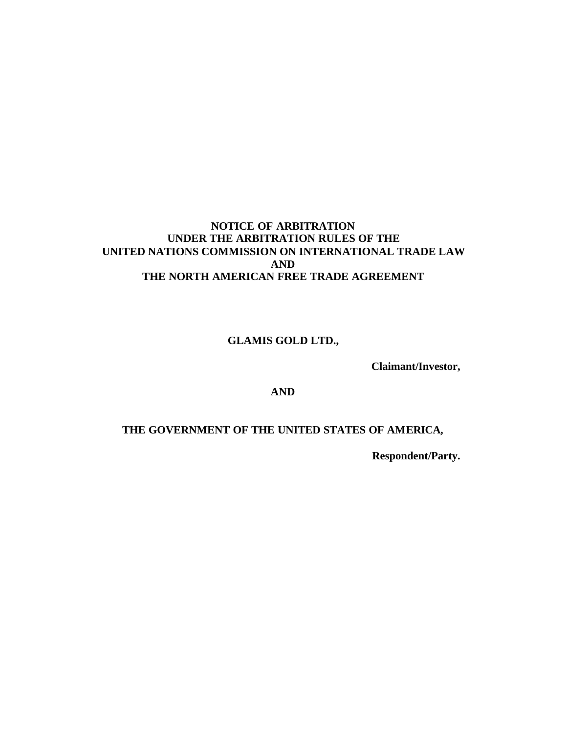# NOTICE OF ARBITRATION
# UNDER THE ARBITRATION RULES OF THE
# UNITED NATIONS COMMISSION ON INTERNATIONAL TRADE LAW
# AND
# THE NORTH AMERICAN FREE TRADE AGREEMENT

**GLAMIS GOLD LTD.,**

**Claimant/Investor,**

**AND**

**THE GOVERNMENT OF THE UNITED STATES OF AMERICA,**

**Respondent/Party.**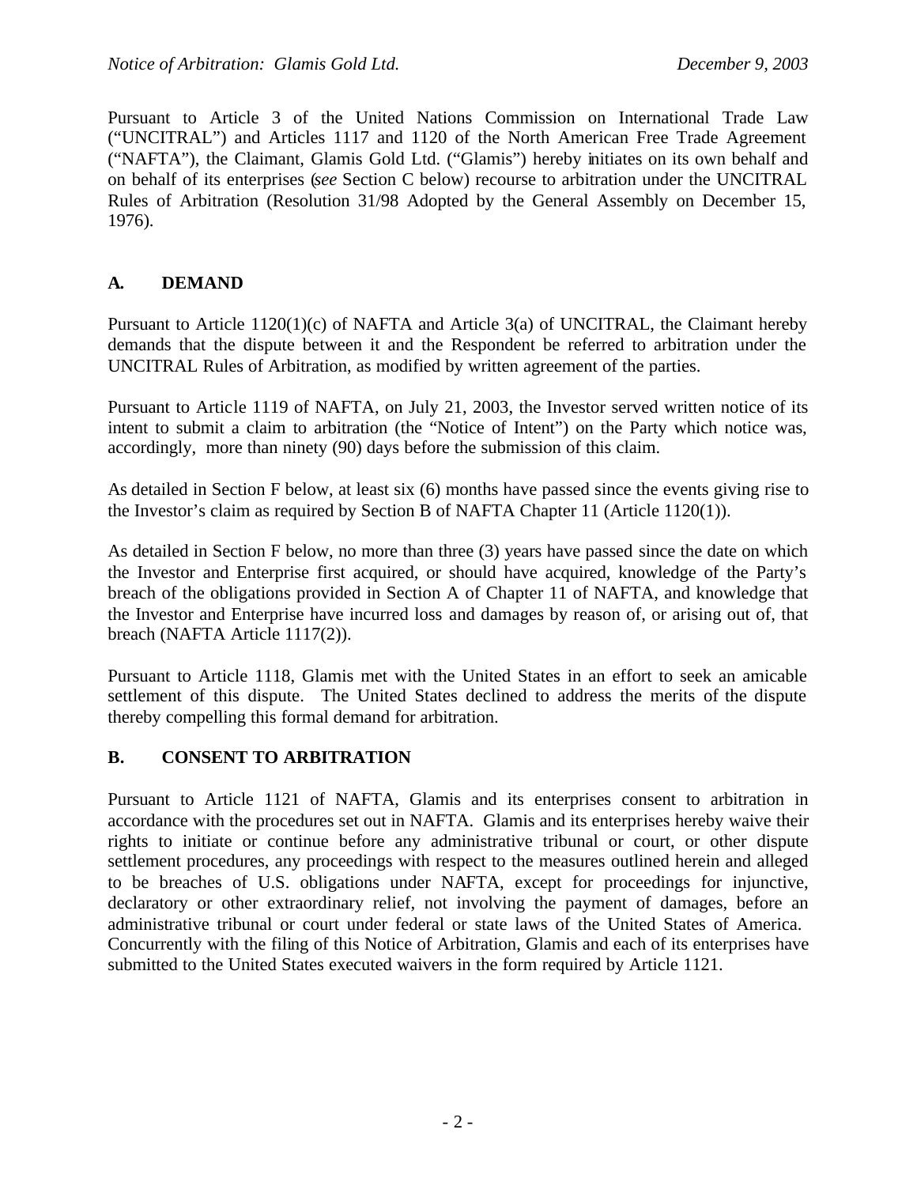Pursuant to Article 3 of the United Nations Commission on International Trade Law ("UNCITRAL") and Articles 1117 and 1120 of the North American Free Trade Agreement ("NAFTA"), the Claimant, Glamis Gold Ltd. ("Glamis") hereby initiates on its own behalf and on behalf of its enterprises (*see* Section C below) recourse to arbitration under the UNCITRAL Rules of Arbitration (Resolution 31/98 Adopted by the General Assembly on December 15, 1976).

## A. DEMAND

Pursuant to Article 1120(1)(c) of NAFTA and Article 3(a) of UNCITRAL, the Claimant hereby demands that the dispute between it and the Respondent be referred to arbitration under the UNCITRAL Rules of Arbitration, as modified by written agreement of the parties.

Pursuant to Article 1119 of NAFTA, on July 21, 2003, the Investor served written notice of its intent to submit a claim to arbitration (the "Notice of Intent") on the Party which notice was, accordingly, more than ninety (90) days before the submission of this claim.

As detailed in Section F below, at least six (6) months have passed since the events giving rise to the Investor's claim as required by Section B of NAFTA Chapter 11 (Article 1120(1)).

As detailed in Section F below, no more than three (3) years have passed since the date on which the Investor and Enterprise first acquired, or should have acquired, knowledge of the Party's breach of the obligations provided in Section A of Chapter 11 of NAFTA, and knowledge that the Investor and Enterprise have incurred loss and damages by reason of, or arising out of, that breach (NAFTA Article 1117(2)).

Pursuant to Article 1118, Glamis met with the United States in an effort to seek an amicable settlement of this dispute. The United States declined to address the merits of the dispute thereby compelling this formal demand for arbitration.

## B. CONSENT TO ARBITRATION

Pursuant to Article 1121 of NAFTA, Glamis and its enterprises consent to arbitration in accordance with the procedures set out in NAFTA. Glamis and its enterprises hereby waive their rights to initiate or continue before any administrative tribunal or court, or other dispute settlement procedures, any proceedings with respect to the measures outlined herein and alleged to be breaches of U.S. obligations under NAFTA, except for proceedings for injunctive, declaratory or other extraordinary relief, not involving the payment of damages, before an administrative tribunal or court under federal or state laws of the United States of America. Concurrently with the filing of this Notice of Arbitration, Glamis and each of its enterprises have submitted to the United States executed waivers in the form required by Article 1121.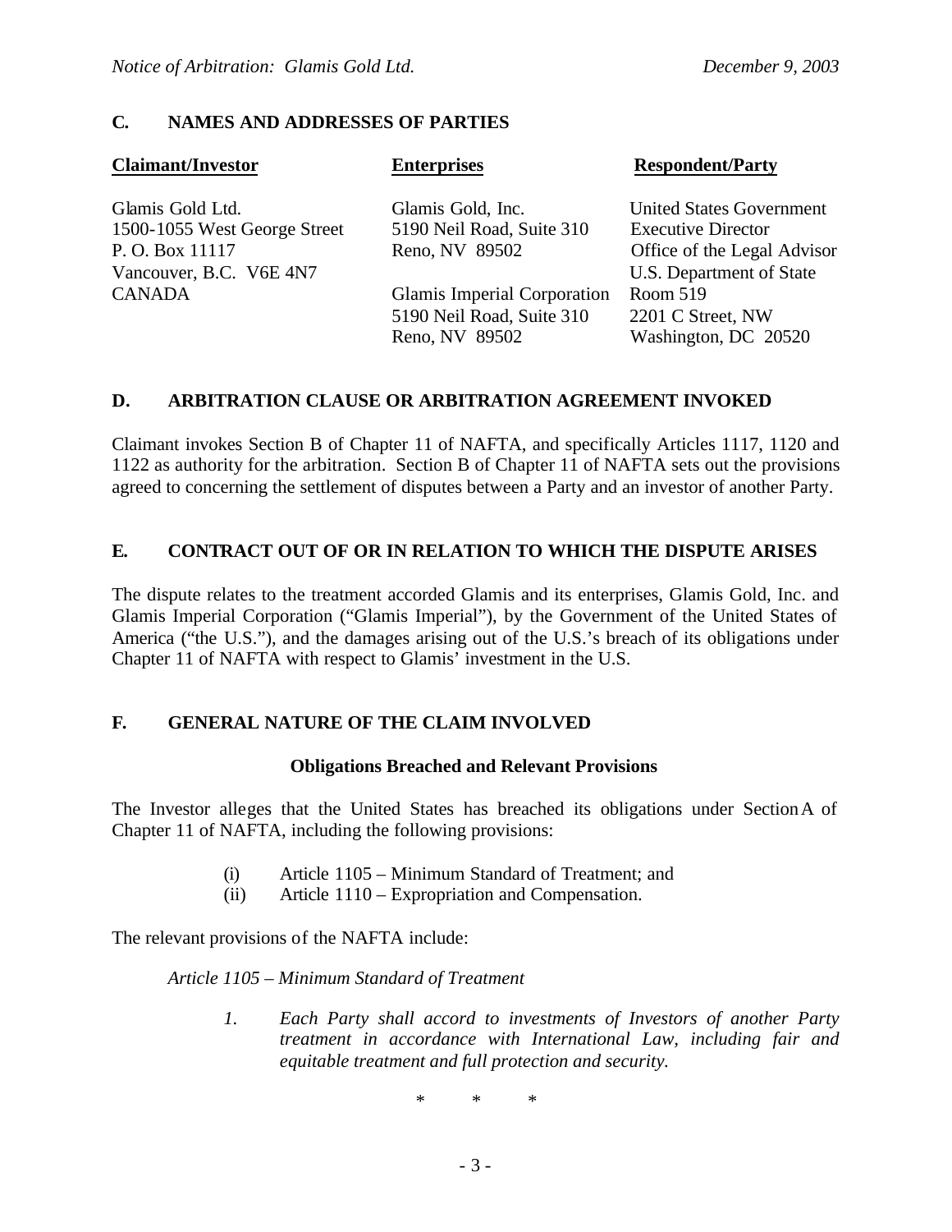## C. NAMES AND ADDRESSES OF PARTIES

| **Claimant/Investor** | **Enterprises** | **Respondent/Party** |
|---|---|---|
| Glamis Gold Ltd.<br>1500-1055 West George Street<br>P. O. Box 11117<br>Vancouver, B.C. V6E 4N7<br>CANADA | Glamis Gold, Inc.<br>5190 Neil Road, Suite 310<br>Reno, NV 89502<br><br>Glamis Imperial Corporation<br>5190 Neil Road, Suite 310<br>Reno, NV 89502 | United States Government<br>Executive Director<br>Office of the Legal Advisor<br>U.S. Department of State<br>Room 519<br>2201 C Street, NW<br>Washington, DC 20520 |

## D. ARBITRATION CLAUSE OR ARBITRATION AGREEMENT INVOKED

Claimant invokes Section B of Chapter 11 of NAFTA, and specifically Articles 1117, 1120 and 1122 as authority for the arbitration. Section B of Chapter 11 of NAFTA sets out the provisions agreed to concerning the settlement of disputes between a Party and an investor of another Party.

## E. CONTRACT OUT OF OR IN RELATION TO WHICH THE DISPUTE ARISES

The dispute relates to the treatment accorded Glamis and its enterprises, Glamis Gold, Inc. and Glamis Imperial Corporation ("Glamis Imperial"), by the Government of the United States of America ("the U.S."), and the damages arising out of the U.S.'s breach of its obligations under Chapter 11 of NAFTA with respect to Glamis' investment in the U.S.

## F. GENERAL NATURE OF THE CLAIM INVOLVED

### Obligations Breached and Relevant Provisions

The Investor alleges that the United States has breached its obligations under Section A of Chapter 11 of NAFTA, including the following provisions:

(i) Article 1105 – Minimum Standard of Treatment; and
(ii) Article 1110 – Expropriation and Compensation.

The relevant provisions of the NAFTA include:

*Article 1105 – Minimum Standard of Treatment*

> *1. Each Party shall accord to investments of Investors of another Party treatment in accordance with International Law, including fair and equitable treatment and full protection and security.*

\* \* \*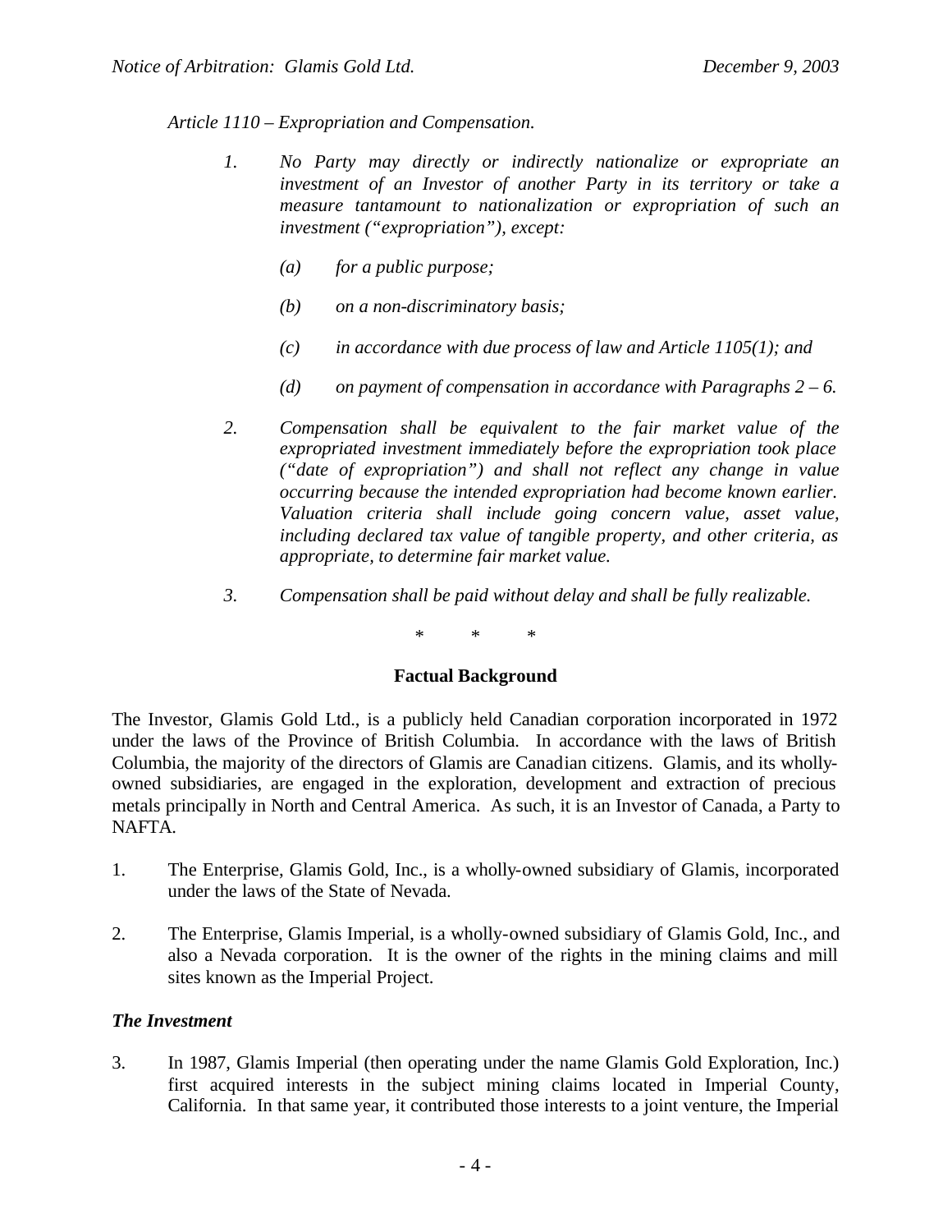*Article 1110 – Expropriation and Compensation.*

> *1. No Party may directly or indirectly nationalize or expropriate an investment of an Investor of another Party in its territory or take a measure tantamount to nationalization or expropriation of such an investment ("expropriation"), except:*
>
> > *(a) for a public purpose;*
> >
> > *(b) on a non-discriminatory basis;*
> >
> > *(c) in accordance with due process of law and Article 1105(1); and*
> >
> > *(d) on payment of compensation in accordance with Paragraphs 2 – 6.*
>
> *2. Compensation shall be equivalent to the fair market value of the expropriated investment immediately before the expropriation took place ("date of expropriation") and shall not reflect any change in value occurring because the intended expropriation had become known earlier. Valuation criteria shall include going concern value, asset value, including declared tax value of tangible property, and other criteria, as appropriate, to determine fair market value.*
>
> *3. Compensation shall be paid without delay and shall be fully realizable.*

\* \* \*

**Factual Background**

The Investor, Glamis Gold Ltd., is a publicly held Canadian corporation incorporated in 1972 under the laws of the Province of British Columbia. In accordance with the laws of British Columbia, the majority of the directors of Glamis are Canadian citizens. Glamis, and its wholly-owned subsidiaries, are engaged in the exploration, development and extraction of precious metals principally in North and Central America. As such, it is an Investor of Canada, a Party to NAFTA.

1. The Enterprise, Glamis Gold, Inc., is a wholly-owned subsidiary of Glamis, incorporated under the laws of the State of Nevada.

2. The Enterprise, Glamis Imperial, is a wholly-owned subsidiary of Glamis Gold, Inc., and also a Nevada corporation. It is the owner of the rights in the mining claims and mill sites known as the Imperial Project.

***The Investment***

3. In 1987, Glamis Imperial (then operating under the name Glamis Gold Exploration, Inc.) first acquired interests in the subject mining claims located in Imperial County, California. In that same year, it contributed those interests to a joint venture, the Imperial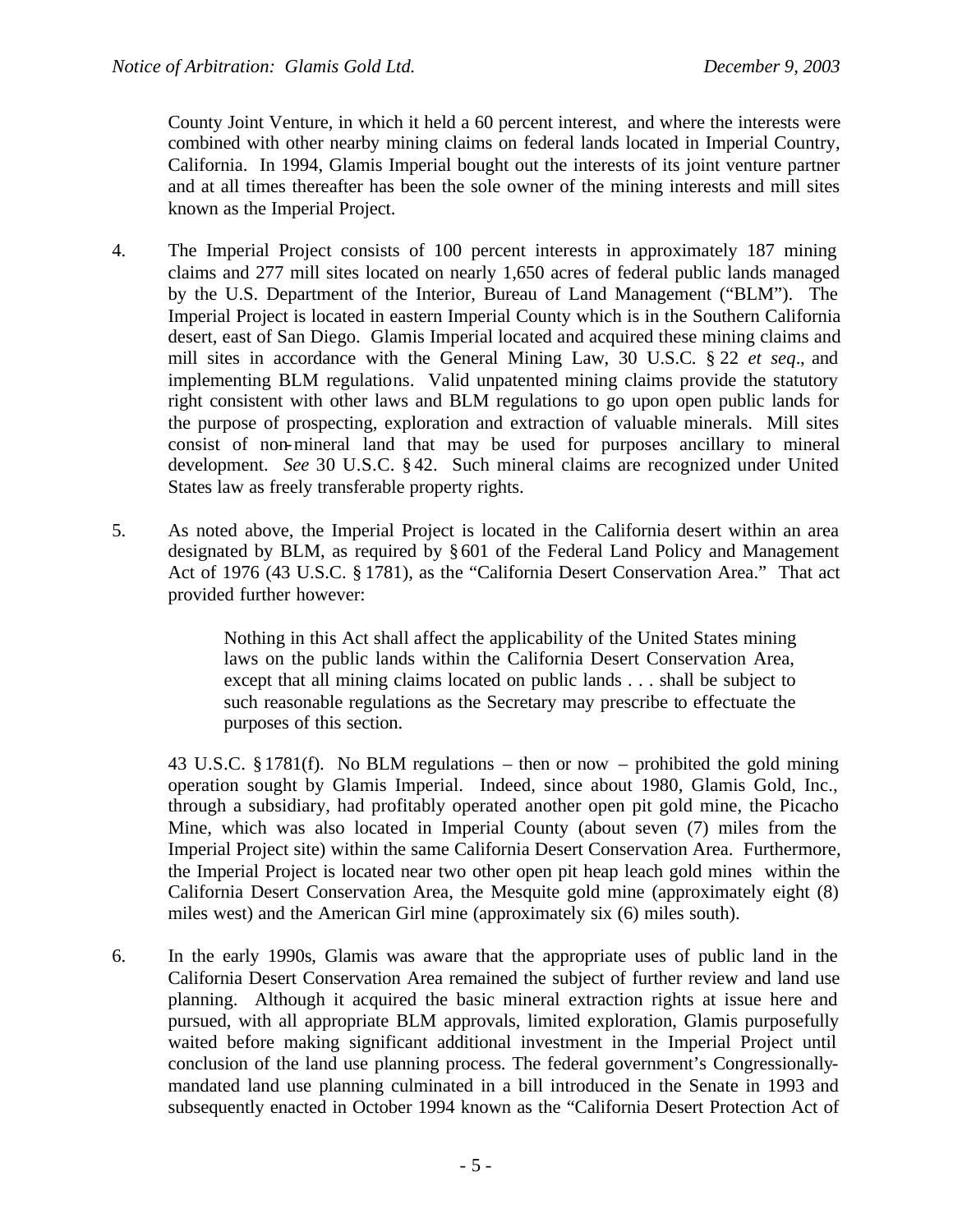County Joint Venture, in which it held a 60 percent interest, and where the interests were combined with other nearby mining claims on federal lands located in Imperial Country, California. In 1994, Glamis Imperial bought out the interests of its joint venture partner and at all times thereafter has been the sole owner of the mining interests and mill sites known as the Imperial Project.

4. The Imperial Project consists of 100 percent interests in approximately 187 mining claims and 277 mill sites located on nearly 1,650 acres of federal public lands managed by the U.S. Department of the Interior, Bureau of Land Management ("BLM"). The Imperial Project is located in eastern Imperial County which is in the Southern California desert, east of San Diego. Glamis Imperial located and acquired these mining claims and mill sites in accordance with the General Mining Law, 30 U.S.C. § 22 *et seq*., and implementing BLM regulations. Valid unpatented mining claims provide the statutory right consistent with other laws and BLM regulations to go upon open public lands for the purpose of prospecting, exploration and extraction of valuable minerals. Mill sites consist of non-mineral land that may be used for purposes ancillary to mineral development. *See* 30 U.S.C. § 42. Such mineral claims are recognized under United States law as freely transferable property rights.

5. As noted above, the Imperial Project is located in the California desert within an area designated by BLM, as required by § 601 of the Federal Land Policy and Management Act of 1976 (43 U.S.C. § 1781), as the "California Desert Conservation Area." That act provided further however:

> Nothing in this Act shall affect the applicability of the United States mining laws on the public lands within the California Desert Conservation Area, except that all mining claims located on public lands . . . shall be subject to such reasonable regulations as the Secretary may prescribe to effectuate the purposes of this section.

43 U.S.C. § 1781(f). No BLM regulations – then or now – prohibited the gold mining operation sought by Glamis Imperial. Indeed, since about 1980, Glamis Gold, Inc., through a subsidiary, had profitably operated another open pit gold mine, the Picacho Mine, which was also located in Imperial County (about seven (7) miles from the Imperial Project site) within the same California Desert Conservation Area. Furthermore, the Imperial Project is located near two other open pit heap leach gold mines within the California Desert Conservation Area, the Mesquite gold mine (approximately eight (8) miles west) and the American Girl mine (approximately six (6) miles south).

6. In the early 1990s, Glamis was aware that the appropriate uses of public land in the California Desert Conservation Area remained the subject of further review and land use planning. Although it acquired the basic mineral extraction rights at issue here and pursued, with all appropriate BLM approvals, limited exploration, Glamis purposefully waited before making significant additional investment in the Imperial Project until conclusion of the land use planning process. The federal government's Congressionally-mandated land use planning culminated in a bill introduced in the Senate in 1993 and subsequently enacted in October 1994 known as the "California Desert Protection Act of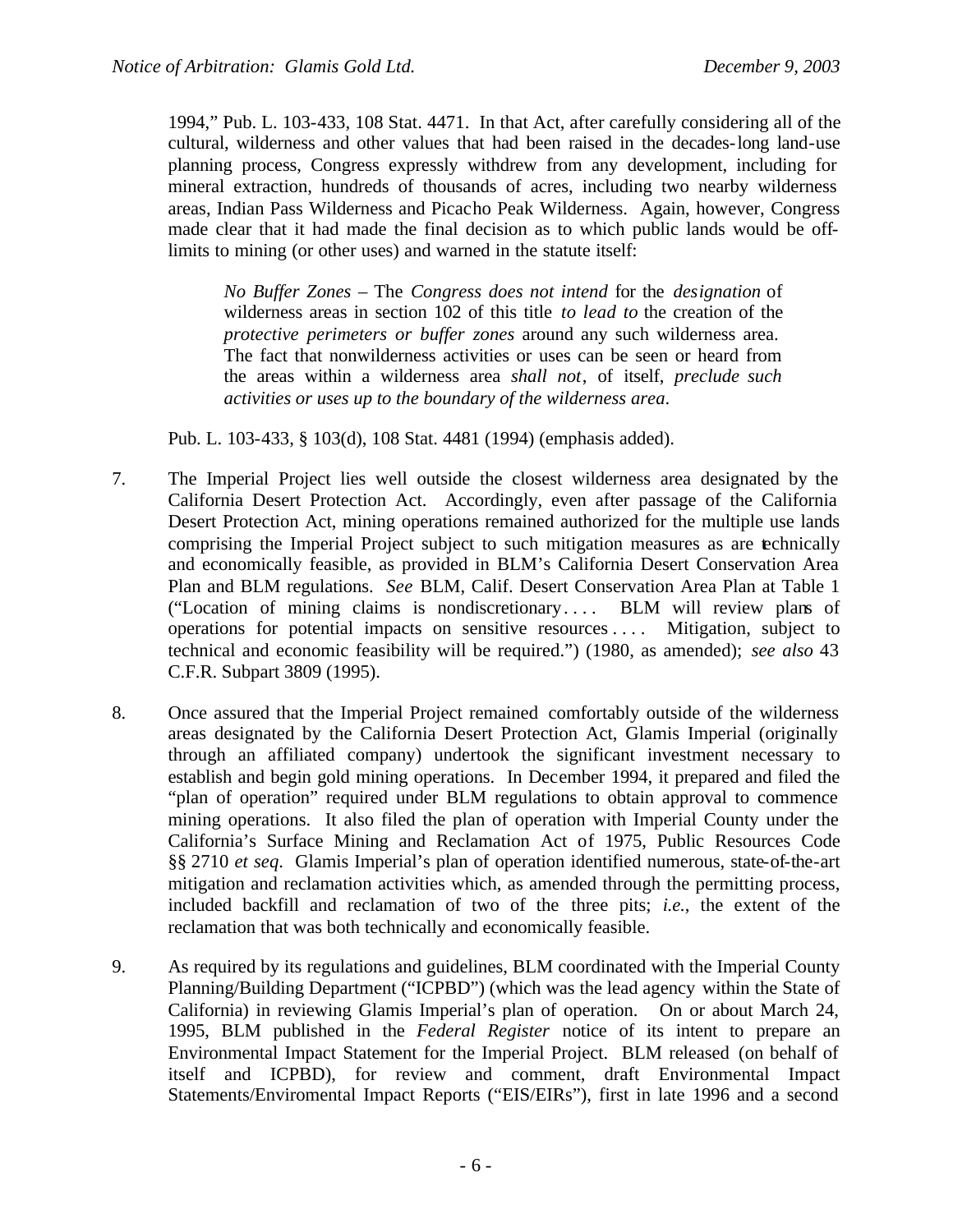1994," Pub. L. 103-433, 108 Stat. 4471. In that Act, after carefully considering all of the cultural, wilderness and other values that had been raised in the decades-long land-use planning process, Congress expressly withdrew from any development, including for mineral extraction, hundreds of thousands of acres, including two nearby wilderness areas, Indian Pass Wilderness and Picacho Peak Wilderness. Again, however, Congress made clear that it had made the final decision as to which public lands would be off-limits to mining (or other uses) and warned in the statute itself:

> *No Buffer Zones* – The *Congress does not intend* for the *designation* of wilderness areas in section 102 of this title *to lead to* the creation of the *protective perimeters or buffer zones* around any such wilderness area. The fact that nonwilderness activities or uses can be seen or heard from the areas within a wilderness area *shall not*, of itself, *preclude such activities or uses up to the boundary of the wilderness area*.

Pub. L. 103-433, § 103(d), 108 Stat. 4481 (1994) (emphasis added).

7. The Imperial Project lies well outside the closest wilderness area designated by the California Desert Protection Act. Accordingly, even after passage of the California Desert Protection Act, mining operations remained authorized for the multiple use lands comprising the Imperial Project subject to such mitigation measures as are technically and economically feasible, as provided in BLM's California Desert Conservation Area Plan and BLM regulations. *See* BLM, Calif. Desert Conservation Area Plan at Table 1 ("Location of mining claims is nondiscretionary. . . . BLM will review plans of operations for potential impacts on sensitive resources . . . . Mitigation, subject to technical and economic feasibility will be required.") (1980, as amended); *see also* 43 C.F.R. Subpart 3809 (1995).

8. Once assured that the Imperial Project remained comfortably outside of the wilderness areas designated by the California Desert Protection Act, Glamis Imperial (originally through an affiliated company) undertook the significant investment necessary to establish and begin gold mining operations. In December 1994, it prepared and filed the "plan of operation" required under BLM regulations to obtain approval to commence mining operations. It also filed the plan of operation with Imperial County under the California's Surface Mining and Reclamation Act of 1975, Public Resources Code §§ 2710 *et seq.* Glamis Imperial's plan of operation identified numerous, state-of-the-art mitigation and reclamation activities which, as amended through the permitting process, included backfill and reclamation of two of the three pits; *i.e.*, the extent of the reclamation that was both technically and economically feasible.

9. As required by its regulations and guidelines, BLM coordinated with the Imperial County Planning/Building Department ("ICPBD") (which was the lead agency within the State of California) in reviewing Glamis Imperial's plan of operation. On or about March 24, 1995, BLM published in the *Federal Register* notice of its intent to prepare an Environmental Impact Statement for the Imperial Project. BLM released (on behalf of itself and ICPBD), for review and comment, draft Environmental Impact Statements/Enviromental Impact Reports ("EIS/EIRs"), first in late 1996 and a second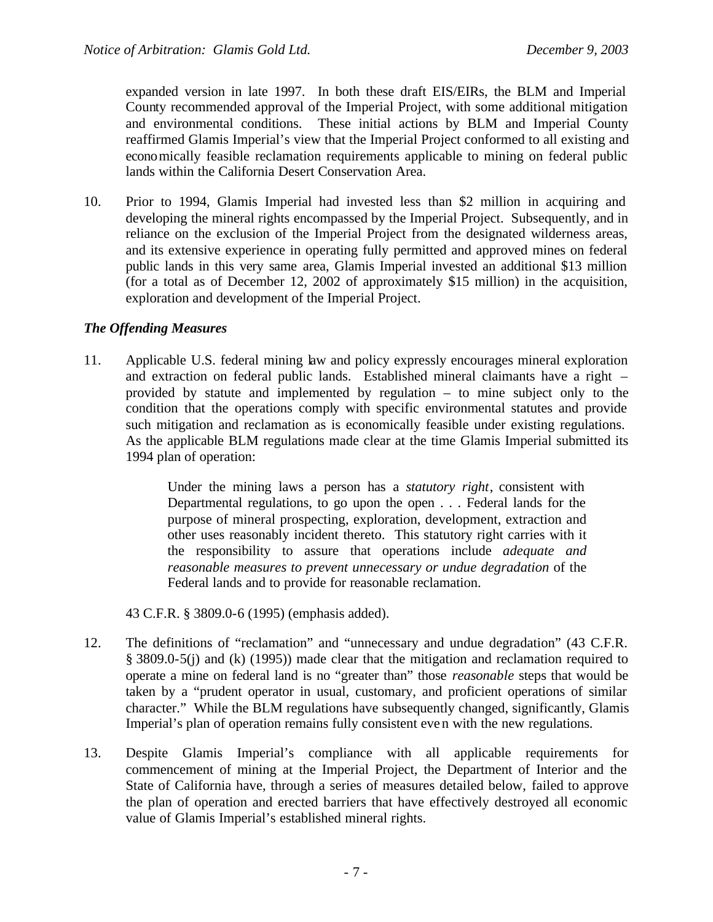expanded version in late 1997. In both these draft EIS/EIRs, the BLM and Imperial County recommended approval of the Imperial Project, with some additional mitigation and environmental conditions. These initial actions by BLM and Imperial County reaffirmed Glamis Imperial's view that the Imperial Project conformed to all existing and economically feasible reclamation requirements applicable to mining on federal public lands within the California Desert Conservation Area.

10. Prior to 1994, Glamis Imperial had invested less than $2 million in acquiring and developing the mineral rights encompassed by the Imperial Project. Subsequently, and in reliance on the exclusion of the Imperial Project from the designated wilderness areas, and its extensive experience in operating fully permitted and approved mines on federal public lands in this very same area, Glamis Imperial invested an additional $13 million (for a total as of December 12, 2002 of approximately $15 million) in the acquisition, exploration and development of the Imperial Project.

***The Offending Measures***

11. Applicable U.S. federal mining law and policy expressly encourages mineral exploration and extraction on federal public lands. Established mineral claimants have a right – provided by statute and implemented by regulation – to mine subject only to the condition that the operations comply with specific environmental statutes and provide such mitigation and reclamation as is economically feasible under existing regulations. As the applicable BLM regulations made clear at the time Glamis Imperial submitted its 1994 plan of operation:

> Under the mining laws a person has a *statutory right*, consistent with Departmental regulations, to go upon the open . . . Federal lands for the purpose of mineral prospecting, exploration, development, extraction and other uses reasonably incident thereto. This statutory right carries with it the responsibility to assure that operations include *adequate and reasonable measures to prevent unnecessary or undue degradation* of the Federal lands and to provide for reasonable reclamation.

43 C.F.R. § 3809.0-6 (1995) (emphasis added).

12. The definitions of "reclamation" and "unnecessary and undue degradation" (43 C.F.R. § 3809.0-5(j) and (k) (1995)) made clear that the mitigation and reclamation required to operate a mine on federal land is no "greater than" those *reasonable* steps that would be taken by a "prudent operator in usual, customary, and proficient operations of similar character." While the BLM regulations have subsequently changed, significantly, Glamis Imperial's plan of operation remains fully consistent even with the new regulations.

13. Despite Glamis Imperial's compliance with all applicable requirements for commencement of mining at the Imperial Project, the Department of Interior and the State of California have, through a series of measures detailed below, failed to approve the plan of operation and erected barriers that have effectively destroyed all economic value of Glamis Imperial's established mineral rights.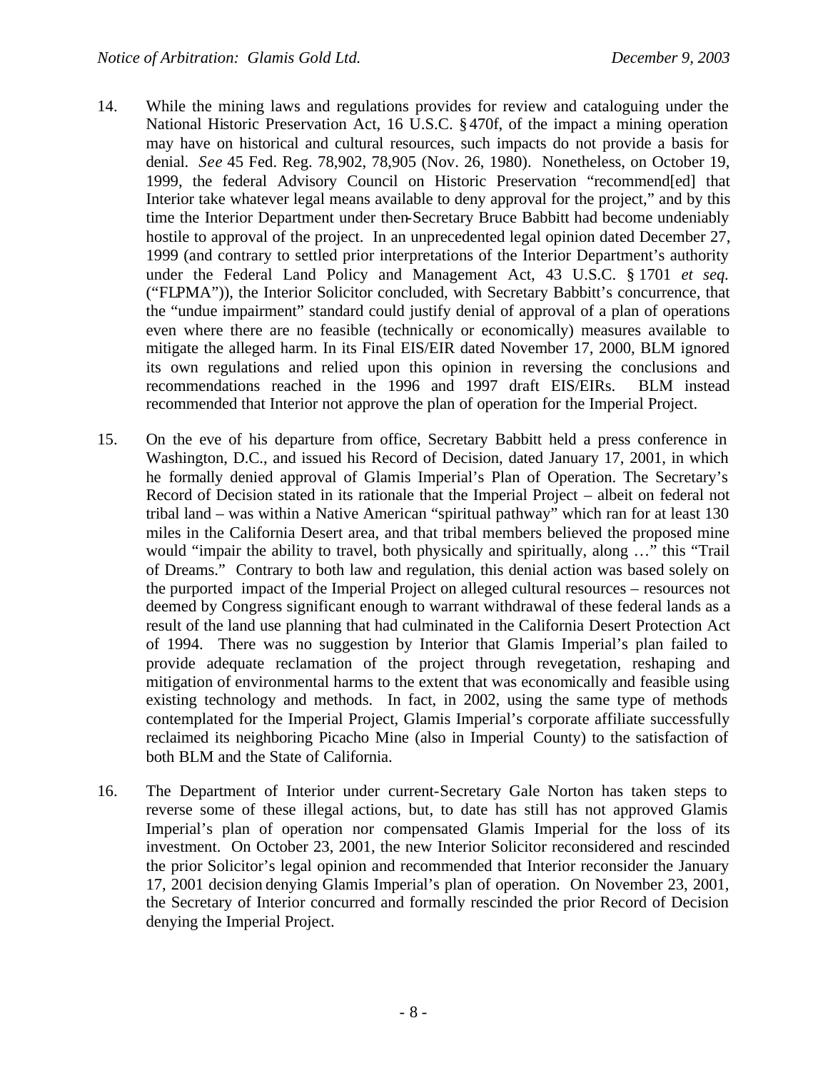14. While the mining laws and regulations provides for review and cataloguing under the National Historic Preservation Act, 16 U.S.C. § 470f, of the impact a mining operation may have on historical and cultural resources, such impacts do not provide a basis for denial. *See* 45 Fed. Reg. 78,902, 78,905 (Nov. 26, 1980). Nonetheless, on October 19, 1999, the federal Advisory Council on Historic Preservation "recommend[ed] that Interior take whatever legal means available to deny approval for the project," and by this time the Interior Department under then-Secretary Bruce Babbitt had become undeniably hostile to approval of the project. In an unprecedented legal opinion dated December 27, 1999 (and contrary to settled prior interpretations of the Interior Department's authority under the Federal Land Policy and Management Act, 43 U.S.C. § 1701 *et seq.* ("FLPMA")), the Interior Solicitor concluded, with Secretary Babbitt's concurrence, that the "undue impairment" standard could justify denial of approval of a plan of operations even where there are no feasible (technically or economically) measures available to mitigate the alleged harm. In its Final EIS/EIR dated November 17, 2000, BLM ignored its own regulations and relied upon this opinion in reversing the conclusions and recommendations reached in the 1996 and 1997 draft EIS/EIRs. BLM instead recommended that Interior not approve the plan of operation for the Imperial Project.

15. On the eve of his departure from office, Secretary Babbitt held a press conference in Washington, D.C., and issued his Record of Decision, dated January 17, 2001, in which he formally denied approval of Glamis Imperial's Plan of Operation. The Secretary's Record of Decision stated in its rationale that the Imperial Project – albeit on federal not tribal land – was within a Native American "spiritual pathway" which ran for at least 130 miles in the California Desert area, and that tribal members believed the proposed mine would "impair the ability to travel, both physically and spiritually, along …" this "Trail of Dreams." Contrary to both law and regulation, this denial action was based solely on the purported impact of the Imperial Project on alleged cultural resources – resources not deemed by Congress significant enough to warrant withdrawal of these federal lands as a result of the land use planning that had culminated in the California Desert Protection Act of 1994. There was no suggestion by Interior that Glamis Imperial's plan failed to provide adequate reclamation of the project through revegetation, reshaping and mitigation of environmental harms to the extent that was economically and feasible using existing technology and methods. In fact, in 2002, using the same type of methods contemplated for the Imperial Project, Glamis Imperial's corporate affiliate successfully reclaimed its neighboring Picacho Mine (also in Imperial County) to the satisfaction of both BLM and the State of California.

16. The Department of Interior under current-Secretary Gale Norton has taken steps to reverse some of these illegal actions, but, to date has still has not approved Glamis Imperial's plan of operation nor compensated Glamis Imperial for the loss of its investment. On October 23, 2001, the new Interior Solicitor reconsidered and rescinded the prior Solicitor's legal opinion and recommended that Interior reconsider the January 17, 2001 decision denying Glamis Imperial's plan of operation. On November 23, 2001, the Secretary of Interior concurred and formally rescinded the prior Record of Decision denying the Imperial Project.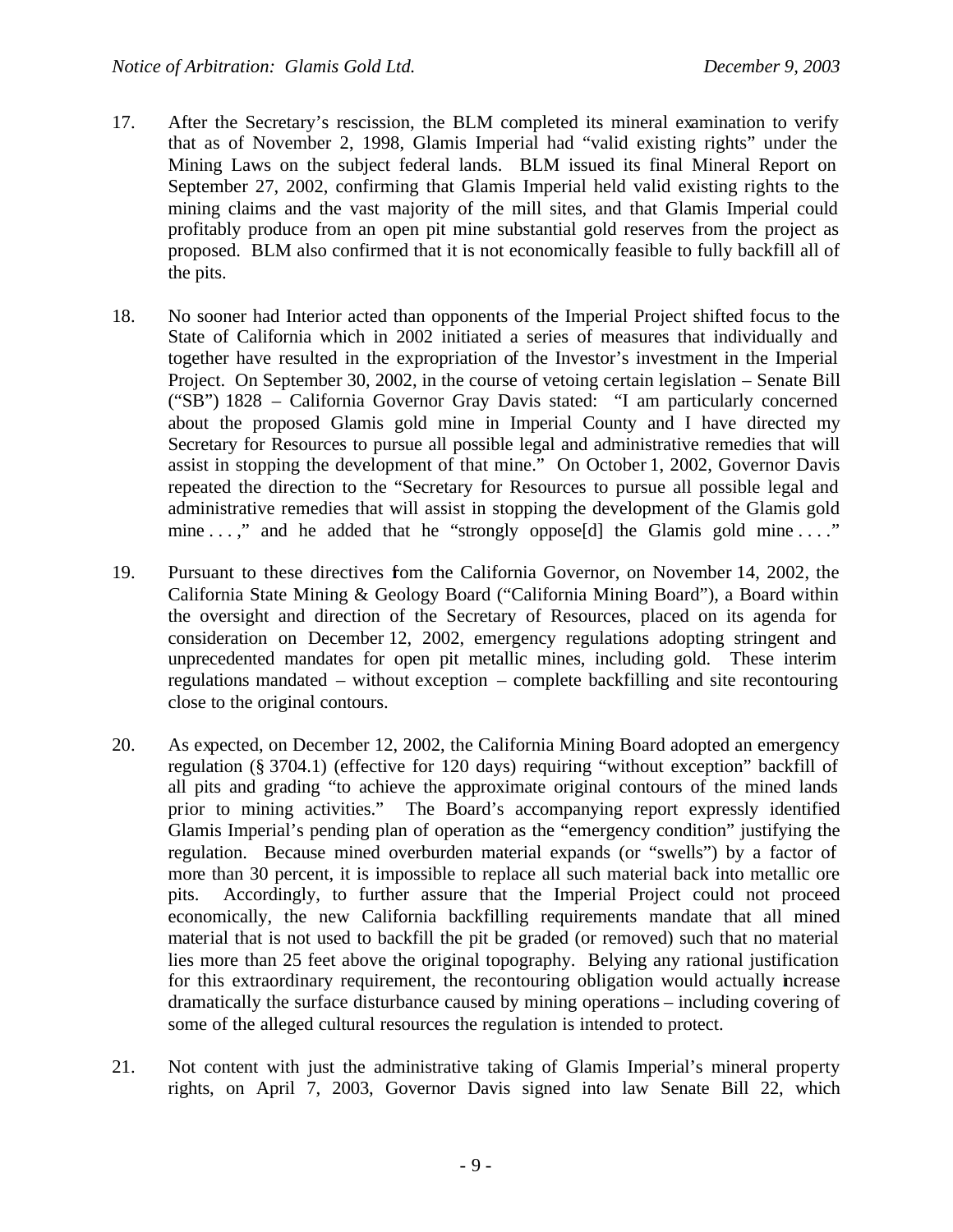17. After the Secretary's rescission, the BLM completed its mineral examination to verify that as of November 2, 1998, Glamis Imperial had "valid existing rights" under the Mining Laws on the subject federal lands. BLM issued its final Mineral Report on September 27, 2002, confirming that Glamis Imperial held valid existing rights to the mining claims and the vast majority of the mill sites, and that Glamis Imperial could profitably produce from an open pit mine substantial gold reserves from the project as proposed. BLM also confirmed that it is not economically feasible to fully backfill all of the pits.

18. No sooner had Interior acted than opponents of the Imperial Project shifted focus to the State of California which in 2002 initiated a series of measures that individually and together have resulted in the expropriation of the Investor's investment in the Imperial Project. On September 30, 2002, in the course of vetoing certain legislation – Senate Bill ("SB") 1828 – California Governor Gray Davis stated: "I am particularly concerned about the proposed Glamis gold mine in Imperial County and I have directed my Secretary for Resources to pursue all possible legal and administrative remedies that will assist in stopping the development of that mine." On October 1, 2002, Governor Davis repeated the direction to the "Secretary for Resources to pursue all possible legal and administrative remedies that will assist in stopping the development of the Glamis gold mine . . . ," and he added that he "strongly oppose[d] the Glamis gold mine . . . ."

19. Pursuant to these directives from the California Governor, on November 14, 2002, the California State Mining & Geology Board ("California Mining Board"), a Board within the oversight and direction of the Secretary of Resources, placed on its agenda for consideration on December 12, 2002, emergency regulations adopting stringent and unprecedented mandates for open pit metallic mines, including gold. These interim regulations mandated – without exception – complete backfilling and site recontouring close to the original contours.

20. As expected, on December 12, 2002, the California Mining Board adopted an emergency regulation (§ 3704.1) (effective for 120 days) requiring "without exception" backfill of all pits and grading "to achieve the approximate original contours of the mined lands prior to mining activities." The Board's accompanying report expressly identified Glamis Imperial's pending plan of operation as the "emergency condition" justifying the regulation. Because mined overburden material expands (or "swells") by a factor of more than 30 percent, it is impossible to replace all such material back into metallic ore pits. Accordingly, to further assure that the Imperial Project could not proceed economically, the new California backfilling requirements mandate that all mined material that is not used to backfill the pit be graded (or removed) such that no material lies more than 25 feet above the original topography. Belying any rational justification for this extraordinary requirement, the recontouring obligation would actually increase dramatically the surface disturbance caused by mining operations – including covering of some of the alleged cultural resources the regulation is intended to protect.

21. Not content with just the administrative taking of Glamis Imperial's mineral property rights, on April 7, 2003, Governor Davis signed into law Senate Bill 22, which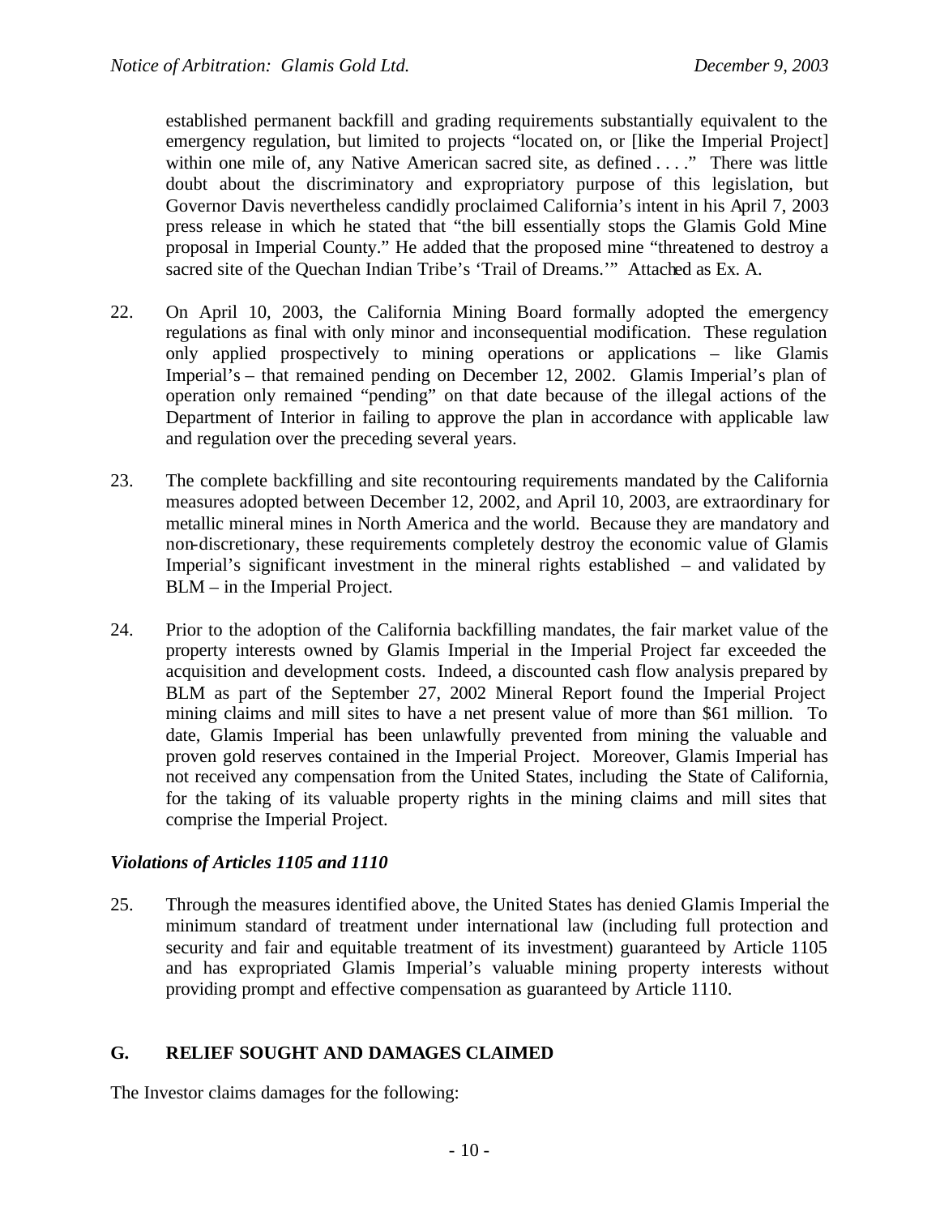established permanent backfill and grading requirements substantially equivalent to the emergency regulation, but limited to projects "located on, or [like the Imperial Project] within one mile of, any Native American sacred site, as defined . . . ." There was little doubt about the discriminatory and expropriatory purpose of this legislation, but Governor Davis nevertheless candidly proclaimed California's intent in his April 7, 2003 press release in which he stated that "the bill essentially stops the Glamis Gold Mine proposal in Imperial County." He added that the proposed mine "threatened to destroy a sacred site of the Quechan Indian Tribe's 'Trail of Dreams.'" Attached as Ex. A.

22. On April 10, 2003, the California Mining Board formally adopted the emergency regulations as final with only minor and inconsequential modification. These regulation only applied prospectively to mining operations or applications – like Glamis Imperial's – that remained pending on December 12, 2002. Glamis Imperial's plan of operation only remained "pending" on that date because of the illegal actions of the Department of Interior in failing to approve the plan in accordance with applicable law and regulation over the preceding several years.

23. The complete backfilling and site recontouring requirements mandated by the California measures adopted between December 12, 2002, and April 10, 2003, are extraordinary for metallic mineral mines in North America and the world. Because they are mandatory and non-discretionary, these requirements completely destroy the economic value of Glamis Imperial's significant investment in the mineral rights established – and validated by BLM – in the Imperial Project.

24. Prior to the adoption of the California backfilling mandates, the fair market value of the property interests owned by Glamis Imperial in the Imperial Project far exceeded the acquisition and development costs. Indeed, a discounted cash flow analysis prepared by BLM as part of the September 27, 2002 Mineral Report found the Imperial Project mining claims and mill sites to have a net present value of more than $61 million. To date, Glamis Imperial has been unlawfully prevented from mining the valuable and proven gold reserves contained in the Imperial Project. Moreover, Glamis Imperial has not received any compensation from the United States, including the State of California, for the taking of its valuable property rights in the mining claims and mill sites that comprise the Imperial Project.

### *Violations of Articles 1105 and 1110*

25. Through the measures identified above, the United States has denied Glamis Imperial the minimum standard of treatment under international law (including full protection and security and fair and equitable treatment of its investment) guaranteed by Article 1105 and has expropriated Glamis Imperial's valuable mining property interests without providing prompt and effective compensation as guaranteed by Article 1110.

## G. RELIEF SOUGHT AND DAMAGES CLAIMED

The Investor claims damages for the following: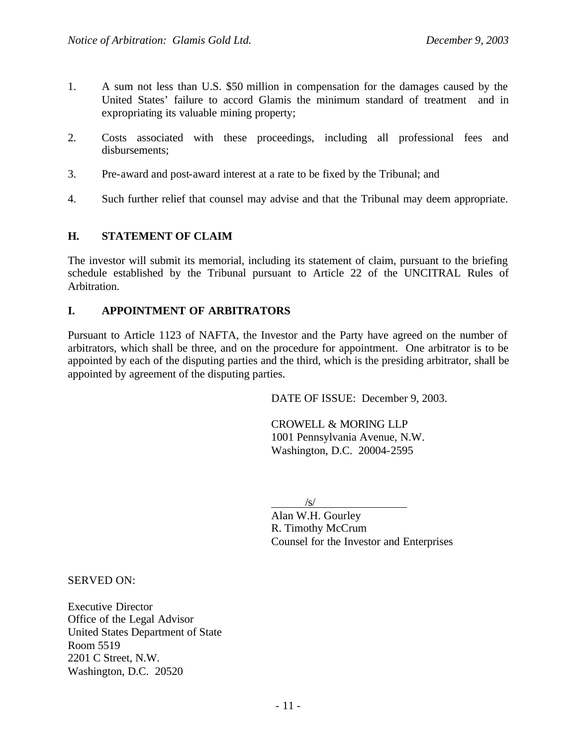1. A sum not less than U.S. $50 million in compensation for the damages caused by the United States' failure to accord Glamis the minimum standard of treatment and in expropriating its valuable mining property;

2. Costs associated with these proceedings, including all professional fees and disbursements;

3. Pre-award and post-award interest at a rate to be fixed by the Tribunal; and

4. Such further relief that counsel may advise and that the Tribunal may deem appropriate.

## H. STATEMENT OF CLAIM

The investor will submit its memorial, including its statement of claim, pursuant to the briefing schedule established by the Tribunal pursuant to Article 22 of the UNCITRAL Rules of Arbitration.

## I. APPOINTMENT OF ARBITRATORS

Pursuant to Article 1123 of NAFTA, the Investor and the Party have agreed on the number of arbitrators, which shall be three, and on the procedure for appointment. One arbitrator is to be appointed by each of the disputing parties and the third, which is the presiding arbitrator, shall be appointed by agreement of the disputing parties.

DATE OF ISSUE: December 9, 2003.

CROWELL & MORING LLP
1001 Pennsylvania Avenue, N.W.
Washington, D.C. 20004-2595

/s/
Alan W.H. Gourley
R. Timothy McCrum
Counsel for the Investor and Enterprises

SERVED ON:

Executive Director
Office of the Legal Advisor
United States Department of State
Room 5519
2201 C Street, N.W.
Washington, D.C. 20520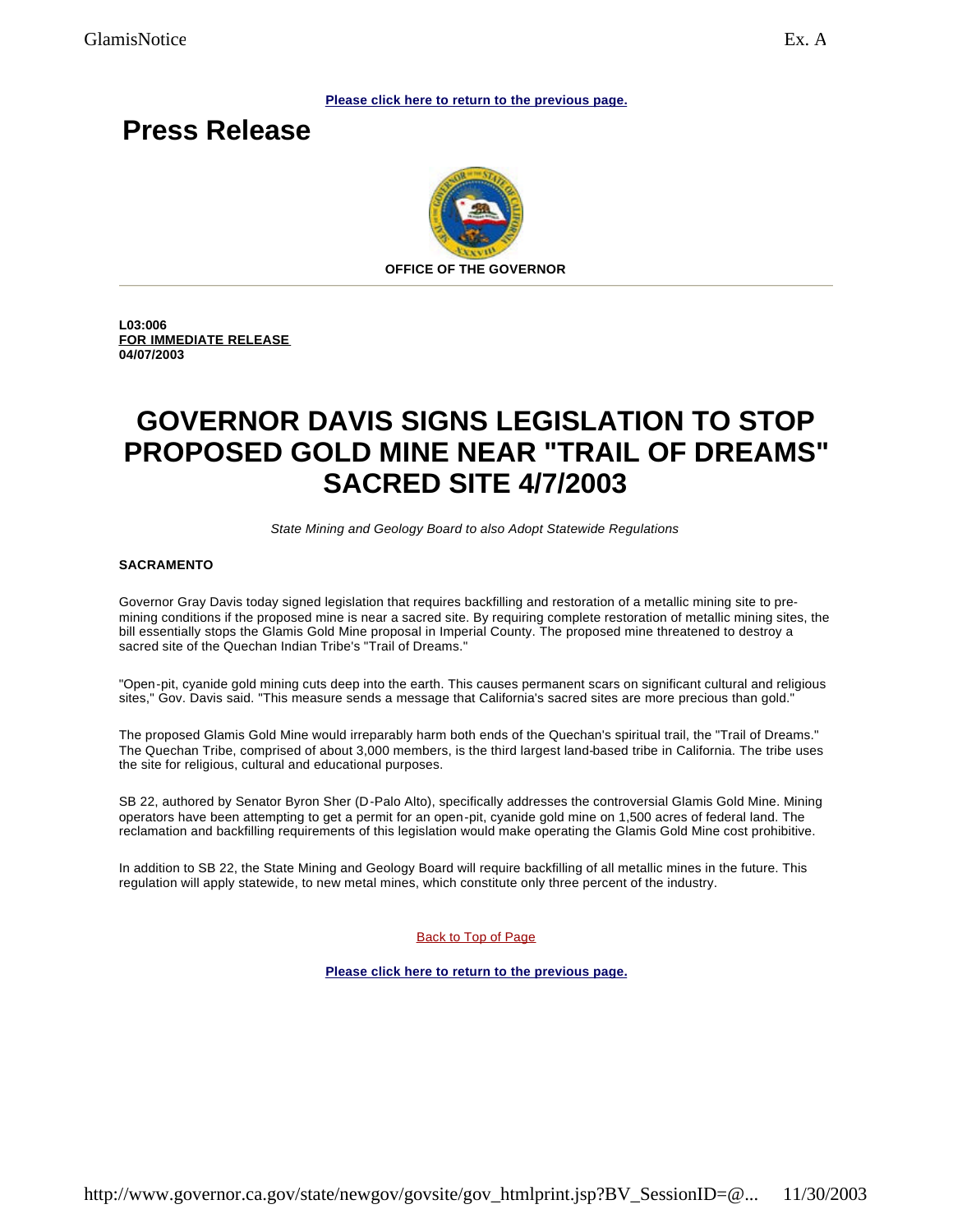**Please click here to return to the previous page.**

# Press Release

**OFFICE OF THE GOVERNOR**

---

**L03:006**
**FOR IMMEDIATE RELEASE**
**04/07/2003**

## GOVERNOR DAVIS SIGNS LEGISLATION TO STOP PROPOSED GOLD MINE NEAR "TRAIL OF DREAMS" SACRED SITE 4/7/2003

*State Mining and Geology Board to also Adopt Statewide Regulations*

**SACRAMENTO**

Governor Gray Davis today signed legislation that requires backfilling and restoration of a metallic mining site to pre-mining conditions if the proposed mine is near a sacred site. By requiring complete restoration of metallic mining sites, the bill essentially stops the Glamis Gold Mine proposal in Imperial County. The proposed mine threatened to destroy a sacred site of the Quechan Indian Tribe's "Trail of Dreams."

"Open-pit, cyanide gold mining cuts deep into the earth. This causes permanent scars on significant cultural and religious sites," Gov. Davis said. "This measure sends a message that California's sacred sites are more precious than gold."

The proposed Glamis Gold Mine would irreparably harm both ends of the Quechan's spiritual trail, the "Trail of Dreams." The Quechan Tribe, comprised of about 3,000 members, is the third largest land-based tribe in California. The tribe uses the site for religious, cultural and educational purposes.

SB 22, authored by Senator Byron Sher (D-Palo Alto), specifically addresses the controversial Glamis Gold Mine. Mining operators have been attempting to get a permit for an open-pit, cyanide gold mine on 1,500 acres of federal land. The reclamation and backfilling requirements of this legislation would make operating the Glamis Gold Mine cost prohibitive.

In addition to SB 22, the State Mining and Geology Board will require backfilling of all metallic mines in the future. This regulation will apply statewide, to new metal mines, which constitute only three percent of the industry.

Back to Top of Page

**Please click here to return to the previous page.**